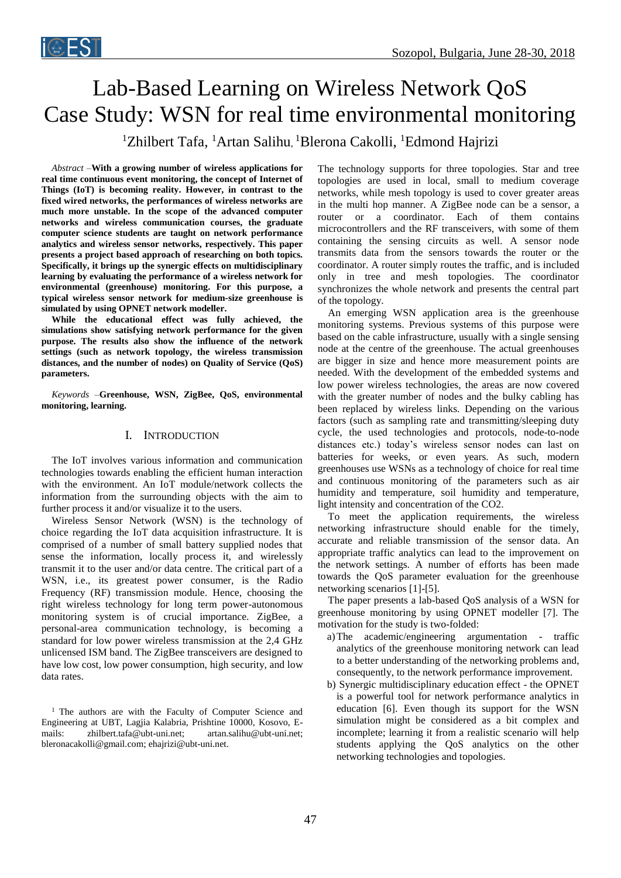# Lab-Based Learning on Wireless Network QoS Case Study: WSN for real time environmental monitoring

[1]Zhilbert Tafa, [1]Artan Salihu, [1]Blerona Cakolli, [1]Edmond Hajrizi

*Abstract* –**With a growing number of wireless applications for real time continuous event monitoring, the concept of Internet of Things (IoT) is becoming reality. However, in contrast to the fixed wired networks, the performances of wireless networks are much more unstable. In the scope of the advanced computer networks and wireless communication courses, the graduate computer science students are taught on network performance analytics and wireless sensor networks, respectively. This paper presents a project based approach of researching on both topics. Specifically, it brings up the synergic effects on multidisciplinary learning by evaluating the performance of a wireless network for environmental (greenhouse) monitoring. For this purpose, a typical wireless sensor network for medium-size greenhouse is simulated by using OPNET network modeller.**

**While the educational effect was fully achieved, the simulations show satisfying network performance for the given purpose. The results also show the influence of the network settings (such as network topology, the wireless transmission distances, and the number of nodes) on Quality of Service (QoS) parameters.**

*Keywords* –**Greenhouse, WSN, ZigBee, QoS, environmental monitoring, learning.**

## I. Introduction

The IoT involves various information and communication technologies towards enabling the efficient human interaction with the environment. An IoT module/network collects the information from the surrounding objects with the aim to further process it and/or visualize it to the users.

Wireless Sensor Network (WSN) is the technology of choice regarding the IoT data acquisition infrastructure. It is comprised of a number of small battery supplied nodes that sense the information, locally process it, and wirelessly transmit it to the user and/or data centre. The critical part of a WSN, i.e., its greatest power consumer, is the Radio Frequency (RF) transmission module. Hence, choosing the right wireless technology for long term power-autonomous monitoring system is of crucial importance. ZigBee, a personal-area communication technology, is becoming a standard for low power wireless transmission at the 2,4 GHz unlicensed ISM band. The ZigBee transceivers are designed to have low cost, low power consumption, high security, and low data rates.

The technology supports for three topologies. Star and tree topologies are used in local, small to medium coverage networks, while mesh topology is used to cover greater areas in the multi hop manner. A ZigBee node can be a sensor, a router or a coordinator. Each of them contains microcontrollers and the RF transceivers, with some of them containing the sensing circuits as well. A sensor node transmits data from the sensors towards the router or the coordinator. A router simply routes the traffic, and is included only in tree and mesh topologies. The coordinator synchronizes the whole network and presents the central part of the topology.

An emerging WSN application area is the greenhouse monitoring systems. Previous systems of this purpose were based on the cable infrastructure, usually with a single sensing node at the centre of the greenhouse. The actual greenhouses are bigger in size and hence more measurement points are needed. With the development of the embedded systems and low power wireless technologies, the areas are now covered with the greater number of nodes and the bulky cabling has been replaced by wireless links. Depending on the various factors (such as sampling rate and transmitting/sleeping duty cycle, the used technologies and protocols, node-to-node distances etc.) today's wireless sensor nodes can last on batteries for weeks, or even years. As such, modern greenhouses use WSNs as a technology of choice for real time and continuous monitoring of the parameters such as air humidity and temperature, soil humidity and temperature, light intensity and concentration of the CO2.

To meet the application requirements, the wireless networking infrastructure should enable for the timely, accurate and reliable transmission of the sensor data. An appropriate traffic analytics can lead to the improvement on the network settings. A number of efforts has been made towards the QoS parameter evaluation for the greenhouse networking scenarios [1]-[5].

The paper presents a lab-based QoS analysis of a WSN for greenhouse monitoring by using OPNET modeller [7]. The motivation for the study is two-folded:

a) The academic/engineering argumentation - traffic analytics of the greenhouse monitoring network can lead to a better understanding of the networking problems and, consequently, to the network performance improvement.

b) Synergic multidisciplinary education effect - the OPNET is a powerful tool for network performance analytics in education [6]. Even though its support for the WSN simulation might be considered as a bit complex and incomplete; learning it from a realistic scenario will help students applying the QoS analytics on the other networking technologies and topologies.

[1] The authors are with the Faculty of Computer Science and Engineering at UBT, Lagjia Kalabria, Prishtine 10000, Kosovo, E-mails: zhilbert.tafa@ubt-uni.net; artan.salihu@ubt-uni.net; bleronacakolli@gmail.com; ehajrizi@ubt-uni.net.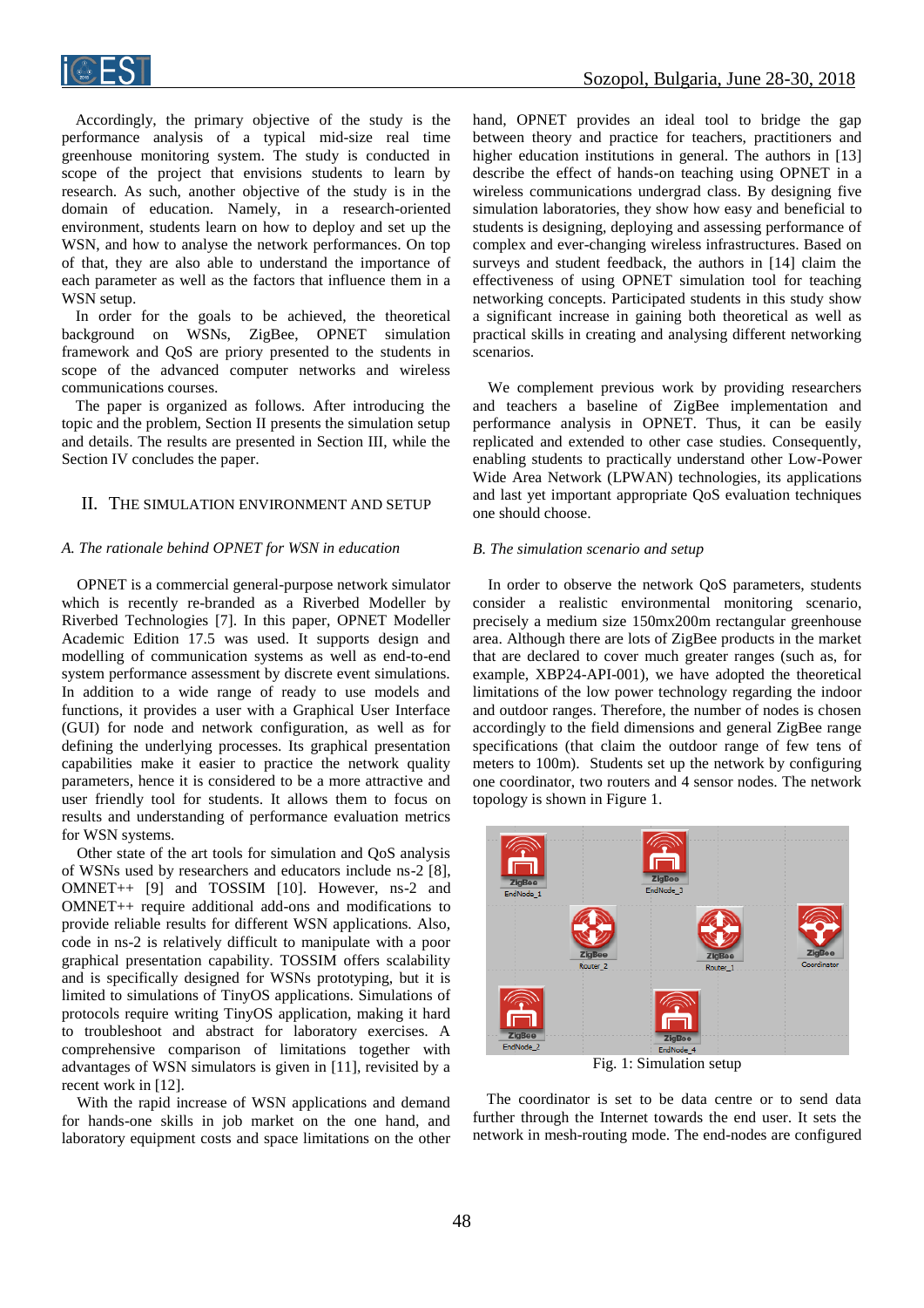Accordingly, the primary objective of the study is the performance analysis of a typical mid-size real time greenhouse monitoring system. The study is conducted in scope of the project that envisions students to learn by research. As such, another objective of the study is in the domain of education. Namely, in a research-oriented environment, students learn on how to deploy and set up the WSN, and how to analyse the network performances. On top of that, they are also able to understand the importance of each parameter as well as the factors that influence them in a WSN setup.

In order for the goals to be achieved, the theoretical background on WSNs, ZigBee, OPNET simulation framework and QoS are priory presented to the students in scope of the advanced computer networks and wireless communications courses.

The paper is organized as follows. After introducing the topic and the problem, Section II presents the simulation setup and details. The results are presented in Section III, while the Section IV concludes the paper.

## II. The Simulation Environment and Setup

### *A. The rationale behind OPNET for WSN in education*

OPNET is a commercial general-purpose network simulator which is recently re-branded as a Riverbed Modeller by Riverbed Technologies [7]. In this paper, OPNET Modeller Academic Edition 17.5 was used. It supports design and modelling of communication systems as well as end-to-end system performance assessment by discrete event simulations. In addition to a wide range of ready to use models and functions, it provides a user with a Graphical User Interface (GUI) for node and network configuration, as well as for defining the underlying processes. Its graphical presentation capabilities make it easier to practice the network quality parameters, hence it is considered to be a more attractive and user friendly tool for students. It allows them to focus on results and understanding of performance evaluation metrics for WSN systems.

Other state of the art tools for simulation and QoS analysis of WSNs used by researchers and educators include ns-2 [8], OMNET++ [9] and TOSSIM [10]. However, ns-2 and OMNET++ require additional add-ons and modifications to provide reliable results for different WSN applications. Also, code in ns-2 is relatively difficult to manipulate with a poor graphical presentation capability. TOSSIM offers scalability and is specifically designed for WSNs prototyping, but it is limited to simulations of TinyOS applications. Simulations of protocols require writing TinyOS application, making it hard to troubleshoot and abstract for laboratory exercises. A comprehensive comparison of limitations together with advantages of WSN simulators is given in [11], revisited by a recent work in [12].

With the rapid increase of WSN applications and demand for hands-one skills in job market on the one hand, and laboratory equipment costs and space limitations on the other hand, OPNET provides an ideal tool to bridge the gap between theory and practice for teachers, practitioners and higher education institutions in general. The authors in [13] describe the effect of hands-on teaching using OPNET in a wireless communications undergrad class. By designing five simulation laboratories, they show how easy and beneficial to students is designing, deploying and assessing performance of complex and ever-changing wireless infrastructures. Based on surveys and student feedback, the authors in [14] claim the effectiveness of using OPNET simulation tool for teaching networking concepts. Participated students in this study show a significant increase in gaining both theoretical as well as practical skills in creating and analysing different networking scenarios.

We complement previous work by providing researchers and teachers a baseline of ZigBee implementation and performance analysis in OPNET. Thus, it can be easily replicated and extended to other case studies. Consequently, enabling students to practically understand other Low-Power Wide Area Network (LPWAN) technologies, its applications and last yet important appropriate QoS evaluation techniques one should choose.

### *B. The simulation scenario and setup*

In order to observe the network QoS parameters, students consider a realistic environmental monitoring scenario, precisely a medium size 150mx200m rectangular greenhouse area. Although there are lots of ZigBee products in the market that are declared to cover much greater ranges (such as, for example, XBP24-API-001), we have adopted the theoretical limitations of the low power technology regarding the indoor and outdoor ranges. Therefore, the number of nodes is chosen accordingly to the field dimensions and general ZigBee range specifications (that claim the outdoor range of few tens of meters to 100m). Students set up the network by configuring one coordinator, two routers and 4 sensor nodes. The network topology is shown in Figure 1.

Fig. 1: Simulation setup

The coordinator is set to be data centre or to send data further through the Internet towards the end user. It sets the network in mesh-routing mode. The end-nodes are configured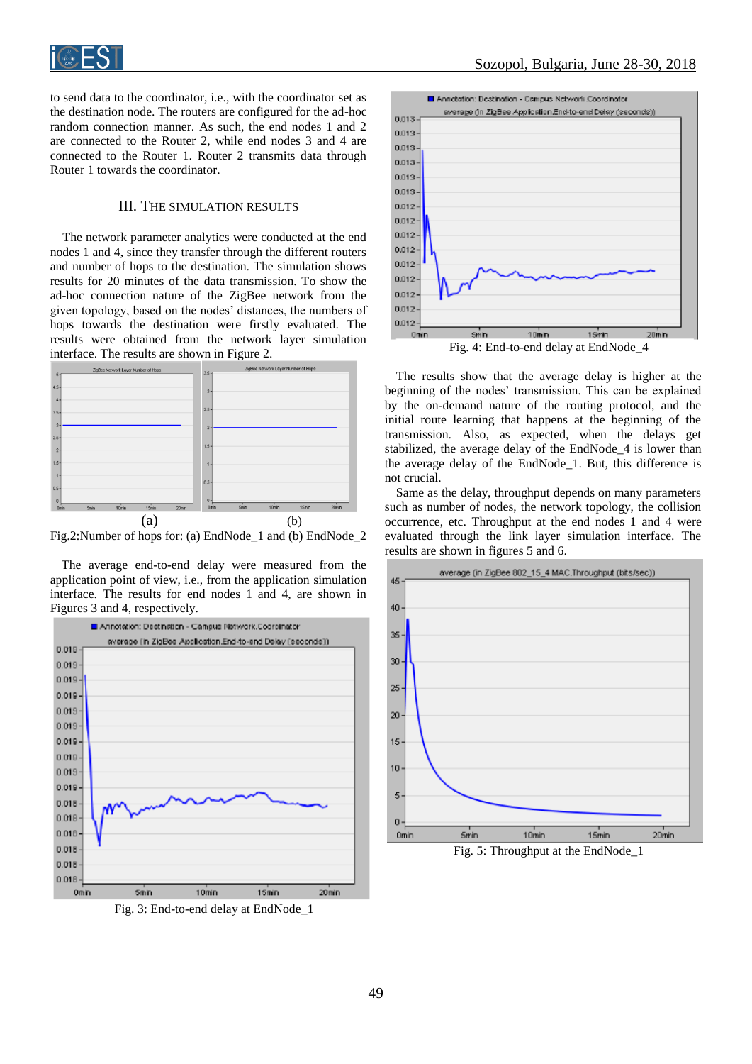to send data to the coordinator, i.e., with the coordinator set as the destination node. The routers are configured for the ad-hoc random connection manner. As such, the end nodes 1 and 2 are connected to the Router 2, while end nodes 3 and 4 are connected to the Router 1. Router 2 transmits data through Router 1 towards the coordinator.

## III. The Simulation Results

The network parameter analytics were conducted at the end nodes 1 and 4, since they transfer through the different routers and number of hops to the destination. The simulation shows results for 20 minutes of the data transmission. To show the ad-hoc connection nature of the ZigBee network from the given topology, based on the nodes' distances, the numbers of hops towards the destination were firstly evaluated. The results were obtained from the network layer simulation interface. The results are shown in Figure 2.

(a) (b)

Fig.2:Number of hops for: (a) EndNode_1 and (b) EndNode_2

The average end-to-end delay were measured from the application point of view, i.e., from the application simulation interface. The results for end nodes 1 and 4, are shown in Figures 3 and 4, respectively.

Fig. 3: End-to-end delay at EndNode_1

Fig. 4: End-to-end delay at EndNode_4

The results show that the average delay is higher at the beginning of the nodes' transmission. This can be explained by the on-demand nature of the routing protocol, and the initial route learning that happens at the beginning of the transmission. Also, as expected, when the delays get stabilized, the average delay of the EndNode_4 is lower than the average delay of the EndNode_1. But, this difference is not crucial.

Same as the delay, throughput depends on many parameters such as number of nodes, the network topology, the collision occurrence, etc. Throughput at the end nodes 1 and 4 were evaluated through the link layer simulation interface. The results are shown in figures 5 and 6.

Fig. 5: Throughput at the EndNode_1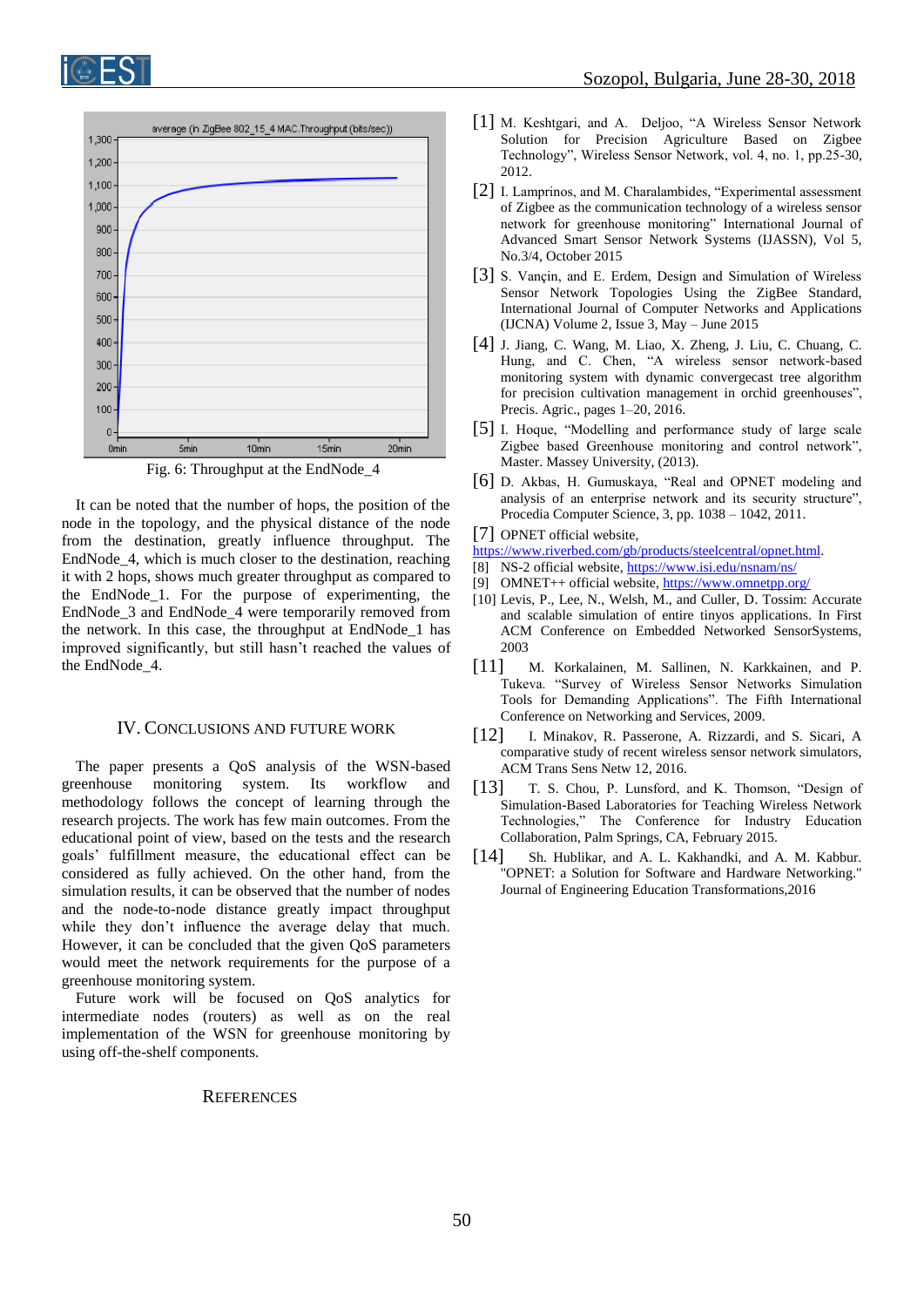average (in ZigBee 802_15_4 MAC.Throughput (bits/sec))

1,300
1,200
1,100
1,000
900
800
700
600
500
400
300
200
100
0

0min
5min
10min
15min
20min

Fig. 6: Throughput at the EndNode_4

It can be noted that the number of hops, the position of the node in the topology, and the physical distance of the node from the destination, greatly influence throughput. The EndNode_4, which is much closer to the destination, reaching it with 2 hops, shows much greater throughput as compared to the EndNode_1. For the purpose of experimenting, the EndNode_3 and EndNode_4 were temporarily removed from the network. In this case, the throughput at EndNode_1 has improved significantly, but still hasn't reached the values of the EndNode_4.

## IV. Conclusions and Future Work

The paper presents a QoS analysis of the WSN-based greenhouse monitoring system. Its workflow and methodology follows the concept of learning through the research projects. The work has few main outcomes. From the educational point of view, based on the tests and the research goals' fulfillment measure, the educational effect can be considered as fully achieved. On the other hand, from the simulation results, it can be observed that the number of nodes and the node-to-node distance greatly impact throughput while they don't influence the average delay that much. However, it can be concluded that the given QoS parameters would meet the network requirements for the purpose of a greenhouse monitoring system.

Future work will be focused on QoS analytics for intermediate nodes (routers) as well as on the real implementation of the WSN for greenhouse monitoring by using off-the-shelf components.

## References

[1] M. Keshtgari, and A. Deljoo, "A Wireless Sensor Network Solution for Precision Agriculture Based on Zigbee Technology", Wireless Sensor Network, vol. 4, no. 1, pp.25-30, 2012.

[2] I. Lamprinos, and M. Charalambides, "Experimental assessment of Zigbee as the communication technology of a wireless sensor network for greenhouse monitoring" International Journal of Advanced Smart Sensor Network Systems (IJASSN), Vol 5, No.3/4, October 2015

[3] S. Vançin, and E. Erdem, Design and Simulation of Wireless Sensor Network Topologies Using the ZigBee Standard, International Journal of Computer Networks and Applications (IJCNA) Volume 2, Issue 3, May – June 2015

[4] J. Jiang, C. Wang, M. Liao, X. Zheng, J. Liu, C. Chuang, C. Hung, and C. Chen, "A wireless sensor network-based monitoring system with dynamic convergecast tree algorithm for precision cultivation management in orchid greenhouses", Precis. Agric., pages 1–20, 2016.

[5] I. Hoque, "Modelling and performance study of large scale Zigbee based Greenhouse monitoring and control network", Master. Massey University, (2013).

[6] D. Akbas, H. Gumuskaya, "Real and OPNET modeling and analysis of an enterprise network and its security structure", Procedia Computer Science, 3, pp. 1038 – 1042, 2011.

[7] OPNET official website, https://www.riverbed.com/gb/products/steelcentral/opnet.html.

[8] NS-2 official website, https://www.isi.edu/nsnam/ns/

[9] OMNET++ official website, https://www.omnetpp.org/

[10] Levis, P., Lee, N., Welsh, M., and Culler, D. Tossim: Accurate and scalable simulation of entire tinyos applications. In First ACM Conference on Embedded Networked SensorSystems, 2003

[11] M. Korkalainen, M. Sallinen, N. Karkkainen, and P. Tukeva. "Survey of Wireless Sensor Networks Simulation Tools for Demanding Applications". The Fifth International Conference on Networking and Services, 2009.

[12] I. Minakov, R. Passerone, A. Rizzardi, and S. Sicari, A comparative study of recent wireless sensor network simulators, ACM Trans Sens Netw 12, 2016.

[13] T. S. Chou, P. Lunsford, and K. Thomson, "Design of Simulation-Based Laboratories for Teaching Wireless Network Technologies," The Conference for Industry Education Collaboration, Palm Springs, CA, February 2015.

[14] Sh. Hublikar, and A. L. Kakhandki, and A. M. Kabbur. "OPNET: a Solution for Software and Hardware Networking." Journal of Engineering Education Transformations,2016